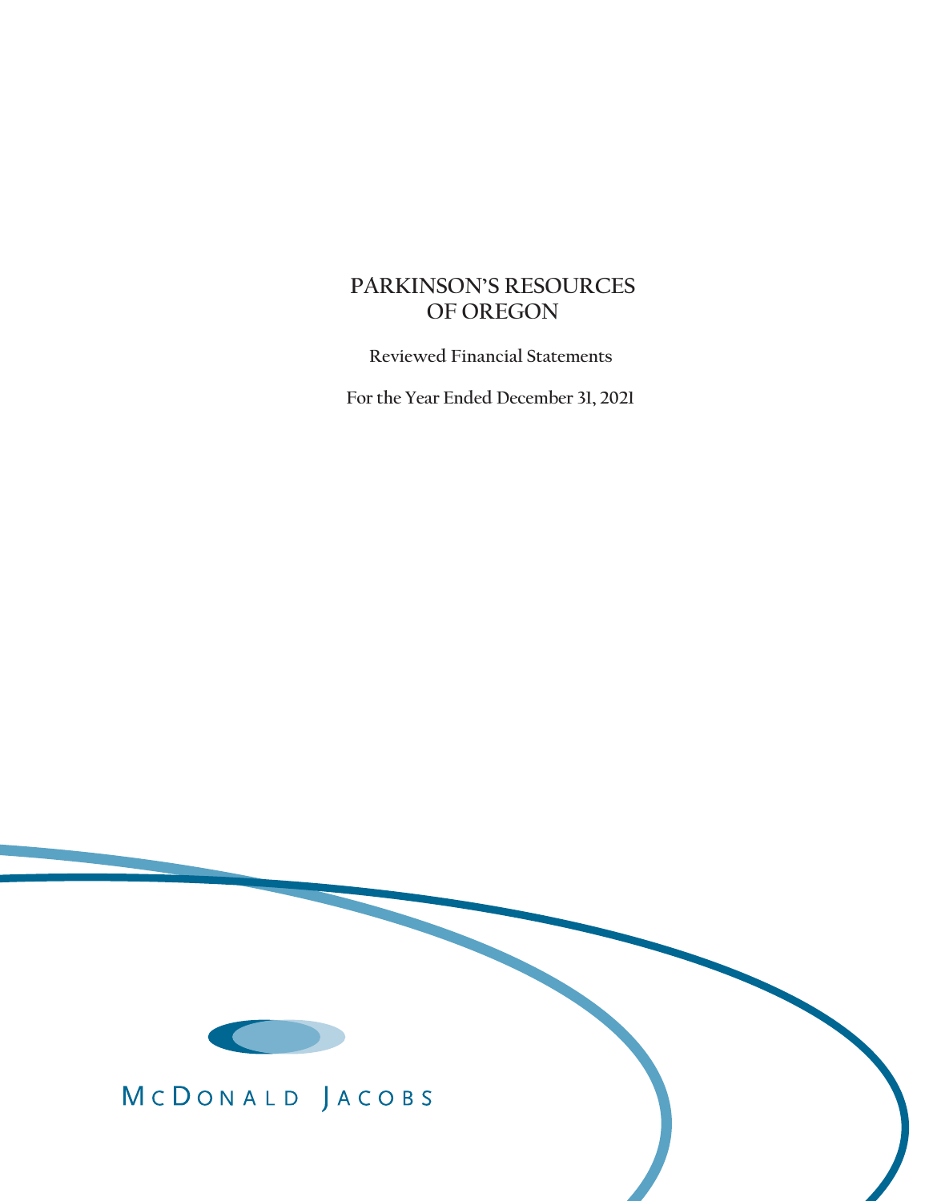# PARKINSON'S RESOURCES OF OREGON

Reviewed Financial Statements

For the Year Ended December 31, 2021

McDONALD JACOBS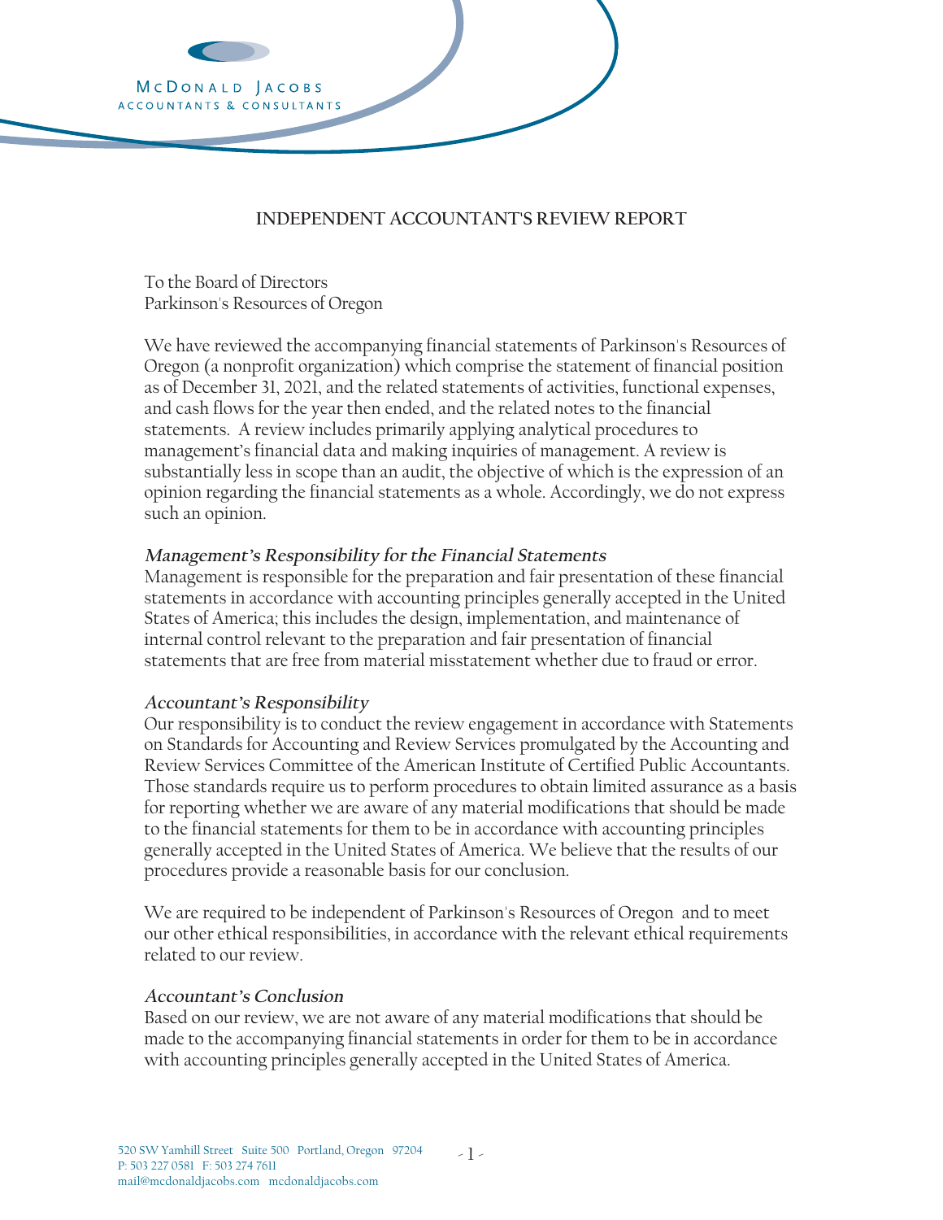McDONALD JACOBS
ACCOUNTANTS & CONSULTANTS

## INDEPENDENT ACCOUNTANT'S REVIEW REPORT

To the Board of Directors
Parkinson's Resources of Oregon

We have reviewed the accompanying financial statements of Parkinson's Resources of Oregon (a nonprofit organization) which comprise the statement of financial position as of December 31, 2021, and the related statements of activities, functional expenses, and cash flows for the year then ended, and the related notes to the financial statements. A review includes primarily applying analytical procedures to management's financial data and making inquiries of management. A review is substantially less in scope than an audit, the objective of which is the expression of an opinion regarding the financial statements as a whole. Accordingly, we do not express such an opinion.

***Management's Responsibility for the Financial Statements***
Management is responsible for the preparation and fair presentation of these financial statements in accordance with accounting principles generally accepted in the United States of America; this includes the design, implementation, and maintenance of internal control relevant to the preparation and fair presentation of financial statements that are free from material misstatement whether due to fraud or error.

***Accountant's Responsibility***
Our responsibility is to conduct the review engagement in accordance with Statements on Standards for Accounting and Review Services promulgated by the Accounting and Review Services Committee of the American Institute of Certified Public Accountants. Those standards require us to perform procedures to obtain limited assurance as a basis for reporting whether we are aware of any material modifications that should be made to the financial statements for them to be in accordance with accounting principles generally accepted in the United States of America. We believe that the results of our procedures provide a reasonable basis for our conclusion.

We are required to be independent of Parkinson's Resources of Oregon and to meet our other ethical responsibilities, in accordance with the relevant ethical requirements related to our review.

***Accountant's Conclusion***
Based on our review, we are not aware of any material modifications that should be made to the accompanying financial statements in order for them to be in accordance with accounting principles generally accepted in the United States of America.

520 SW Yamhill Street Suite 500 Portland, Oregon 97204
P: 503 227 0581 F: 503 274 7611
mail@mcdonaldjacobs.com mcdonaldjacobs.com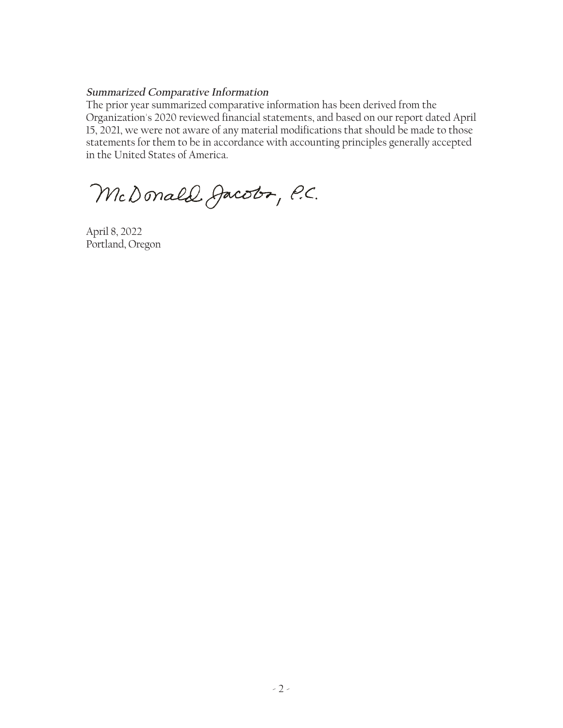### **Summarized Comparative Information**

The prior year summarized comparative information has been derived from the Organization's 2020 reviewed financial statements, and based on our report dated April 15, 2021, we were not aware of any material modifications that should be made to those statements for them to be in accordance with accounting principles generally accepted in the United States of America.

McDonald Jacobs, P.C.

April 8, 2022
Portland, Oregon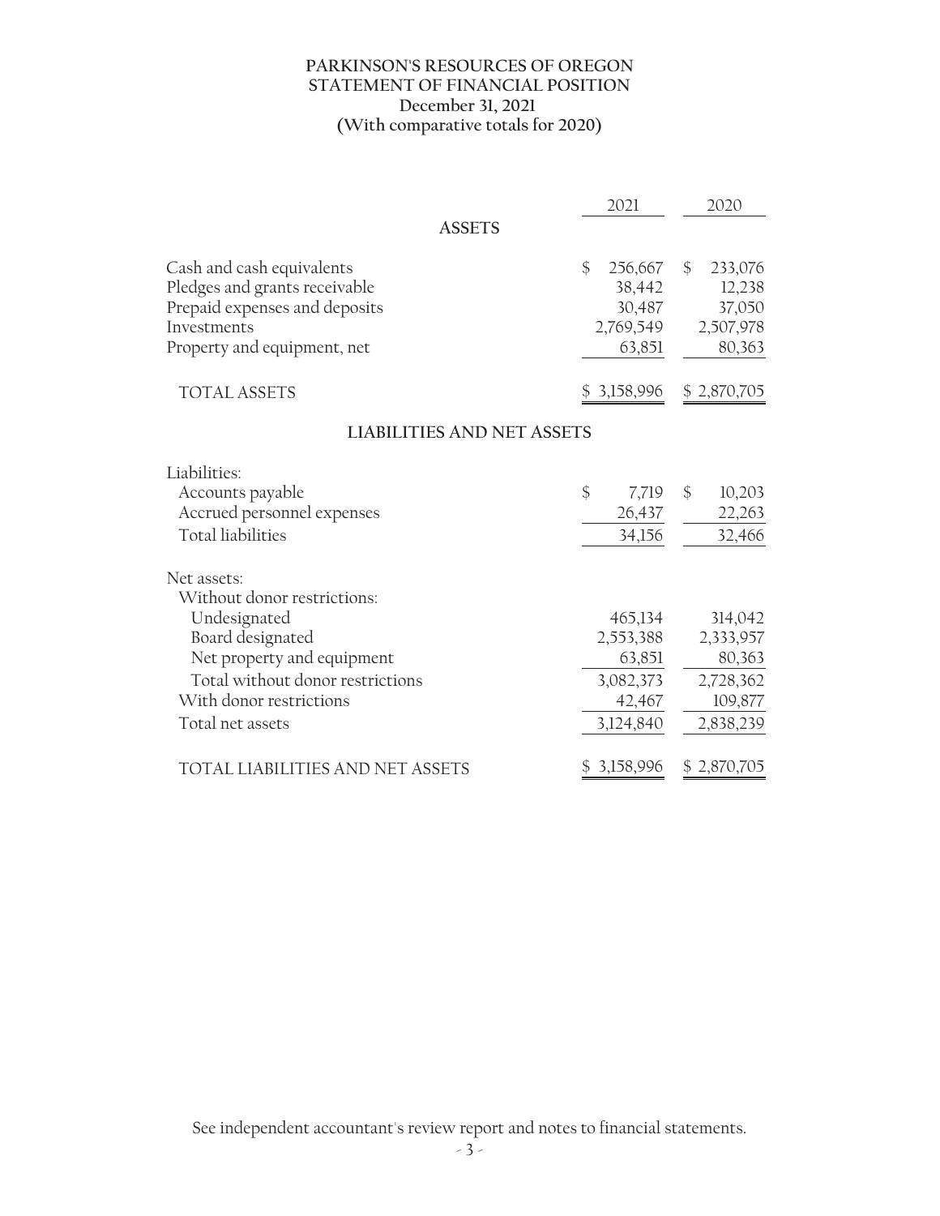# PARKINSON'S RESOURCES OF OREGON
## STATEMENT OF FINANCIAL POSITION
### December 31, 2021
### (With comparative totals for 2020)

| | 2021 | 2020 |
|---|---|---|
| **ASSETS** | | |
| Cash and cash equivalents | $ 256,667 | $ 233,076 |
| Pledges and grants receivable | 38,442 | 12,238 |
| Prepaid expenses and deposits | 30,487 | 37,050 |
| Investments | 2,769,549 | 2,507,978 |
| Property and equipment, net | 63,851 | 80,363 |
| TOTAL ASSETS | $ 3,158,996 | $ 2,870,705 |
| **LIABILITIES AND NET ASSETS** | | |
| Liabilities: | | |
| Accounts payable | $ 7,719 | $ 10,203 |
| Accrued personnel expenses | 26,437 | 22,263 |
| Total liabilities | 34,156 | 32,466 |
| Net assets: | | |
| Without donor restrictions: | | |
| Undesignated | 465,134 | 314,042 |
| Board designated | 2,553,388 | 2,333,957 |
| Net property and equipment | 63,851 | 80,363 |
| Total without donor restrictions | 3,082,373 | 2,728,362 |
| With donor restrictions | 42,467 | 109,877 |
| Total net assets | 3,124,840 | 2,838,239 |
| TOTAL LIABILITIES AND NET ASSETS | $ 3,158,996 | $ 2,870,705 |

See independent accountant's review report and notes to financial statements.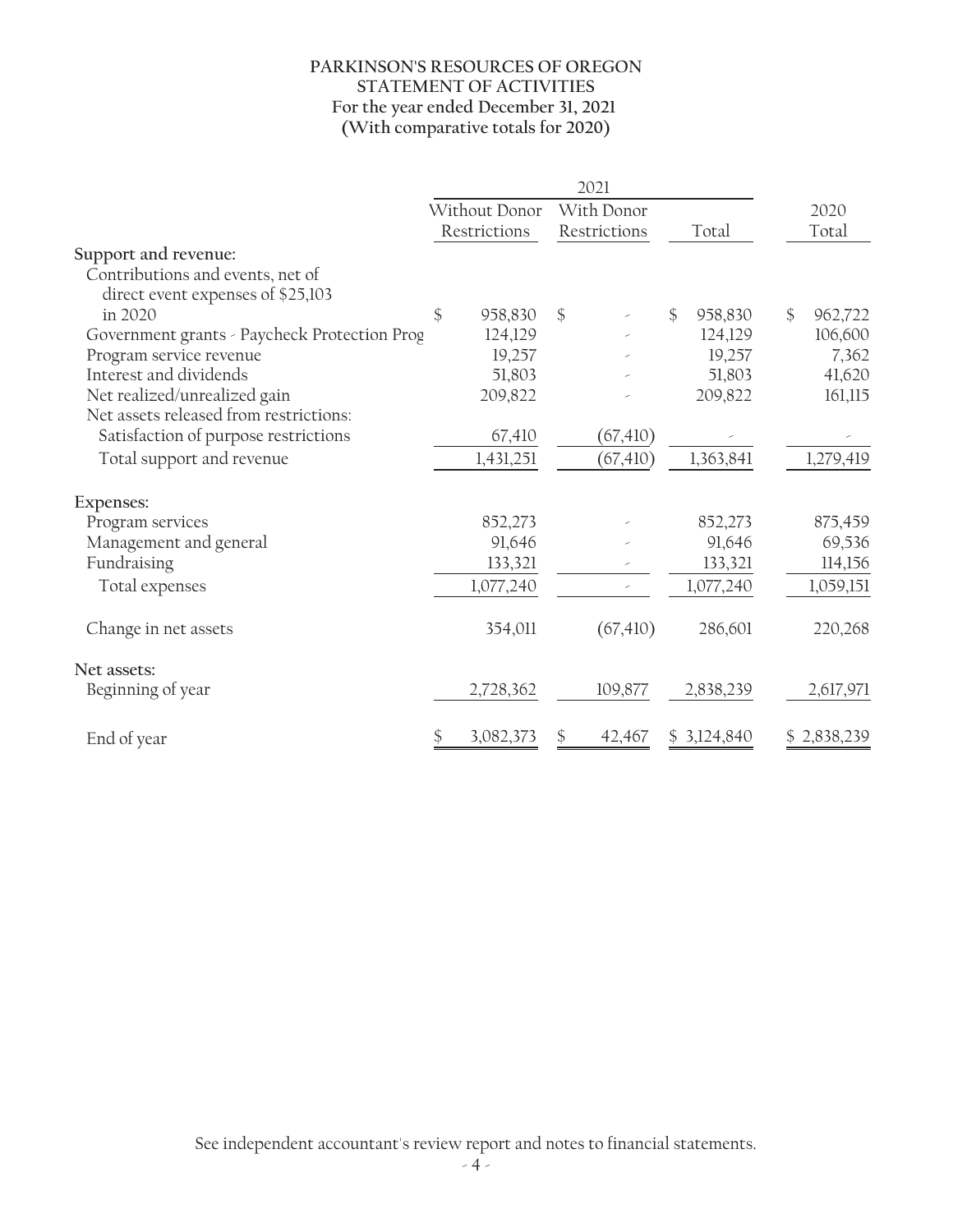# PARKINSON'S RESOURCES OF OREGON
## STATEMENT OF ACTIVITIES
### For the year ended December 31, 2021
### (With comparative totals for 2020)

| | 2021 | | | |
|---|---|---|---|---|
| | Without Donor Restrictions | With Donor Restrictions | Total | 2020 Total |
| **Support and revenue:** | | | | |
| Contributions and events, net of direct event expenses of $25,103 in 2020 | $ 958,830 | $ - | $ 958,830 | $ 962,722 |
| Government grants - Paycheck Protection Prog | 124,129 | - | 124,129 | 106,600 |
| Program service revenue | 19,257 | - | 19,257 | 7,362 |
| Interest and dividends | 51,803 | - | 51,803 | 41,620 |
| Net realized/unrealized gain | 209,822 | - | 209,822 | 161,115 |
| Net assets released from restrictions: | | | | |
| Satisfaction of purpose restrictions | 67,410 | (67,410) | - | - |
| Total support and revenue | 1,431,251 | (67,410) | 1,363,841 | 1,279,419 |
| **Expenses:** | | | | |
| Program services | 852,273 | - | 852,273 | 875,459 |
| Management and general | 91,646 | - | 91,646 | 69,536 |
| Fundraising | 133,321 | - | 133,321 | 114,156 |
| Total expenses | 1,077,240 | - | 1,077,240 | 1,059,151 |
| Change in net assets | 354,011 | (67,410) | 286,601 | 220,268 |
| **Net assets:** | | | | |
| Beginning of year | 2,728,362 | 109,877 | 2,838,239 | 2,617,971 |
| End of year | $ 3,082,373 | $ 42,467 | $ 3,124,840 | $ 2,838,239 |

See independent accountant's review report and notes to financial statements.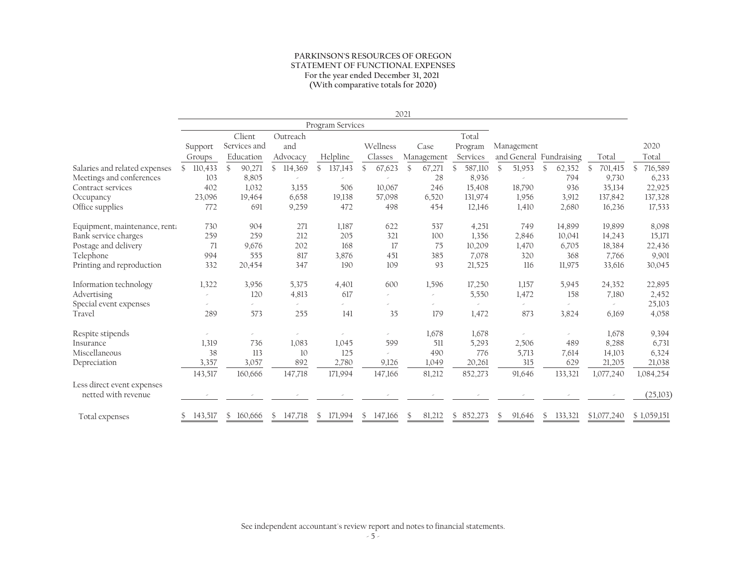**PARKINSON'S RESOURCES OF OREGON**
**STATEMENT OF FUNCTIONAL EXPENSES**
**For the year ended December 31, 2021**
**(With comparative totals for 2020)**

| | 2021 | | | | | | | | | | 2020 |
|---|---|---|---|---|---|---|---|---|---|---|---|
| | Program Services | | | | | | | | | | |
| | Support Groups | Client Services and Education | Outreach and Advocacy | Helpline | Wellness Classes | Case Management | Total Program Services | Management and General | Fundraising | Total | 2020 Total |
| Salaries and related expenses | $ 110,433 | $ 90,271 | $ 114,369 | $ 137,143 | $ 67,623 | $ 67,271 | $ 587,110 | $ 51,953 | $ 62,352 | $ 701,415 | $ 716,589 |
| Meetings and conferences | 103 | 8,805 | - | - | - | 28 | 8,936 | - | 794 | 9,730 | 6,233 |
| Contract services | 402 | 1,032 | 3,155 | 506 | 10,067 | 246 | 15,408 | 18,790 | 936 | 35,134 | 22,925 |
| Occupancy | 23,096 | 19,464 | 6,658 | 19,138 | 57,098 | 6,520 | 131,974 | 1,956 | 3,912 | 137,842 | 137,328 |
| Office supplies | 772 | 691 | 9,259 | 472 | 498 | 454 | 12,146 | 1,410 | 2,680 | 16,236 | 17,533 |
| Equipment, maintenance, renta | 730 | 904 | 271 | 1,187 | 622 | 537 | 4,251 | 749 | 14,899 | 19,899 | 8,098 |
| Bank service charges | 259 | 259 | 212 | 205 | 321 | 100 | 1,356 | 2,846 | 10,041 | 14,243 | 15,171 |
| Postage and delivery | 71 | 9,676 | 202 | 168 | 17 | 75 | 10,209 | 1,470 | 6,705 | 18,384 | 22,436 |
| Telephone | 994 | 555 | 817 | 3,876 | 451 | 385 | 7,078 | 320 | 368 | 7,766 | 9,901 |
| Printing and reproduction | 332 | 20,454 | 347 | 190 | 109 | 93 | 21,525 | 116 | 11,975 | 33,616 | 30,045 |
| Information technology | 1,322 | 3,956 | 5,375 | 4,401 | 600 | 1,596 | 17,250 | 1,157 | 5,945 | 24,352 | 22,895 |
| Advertising | - | 120 | 4,813 | 617 | - | - | 5,550 | 1,472 | 158 | 7,180 | 2,452 |
| Special event expenses | - | - | - | - | - | - | - | - | - | - | 25,103 |
| Travel | 289 | 573 | 255 | 141 | 35 | 179 | 1,472 | 873 | 3,824 | 6,169 | 4,058 |
| Respite stipends | - | - | - | - | - | 1,678 | 1,678 | - | - | 1,678 | 9,394 |
| Insurance | 1,319 | 736 | 1,083 | 1,045 | 599 | 511 | 5,293 | 2,506 | 489 | 8,288 | 6,731 |
| Miscellaneous | 38 | 113 | 10 | 125 | - | 490 | 776 | 5,713 | 7,614 | 14,103 | 6,324 |
| Depreciation | 3,357 | 3,057 | 892 | 2,780 | 9,126 | 1,049 | 20,261 | 315 | 629 | 21,205 | 21,038 |
| | 143,517 | 160,666 | 147,718 | 171,994 | 147,166 | 81,212 | 852,273 | 91,646 | 133,321 | 1,077,240 | 1,084,254 |
| Less direct event expenses netted with revenue | - | - | - | - | - | - | - | - | - | - | (25,103) |
| Total expenses | $ 143,517 | $ 160,666 | $ 147,718 | $ 171,994 | $ 147,166 | $ 81,212 | $ 852,273 | $ 91,646 | $ 133,321 | $1,077,240 | $ 1,059,151 |

See independent accountant's review report and notes to financial statements.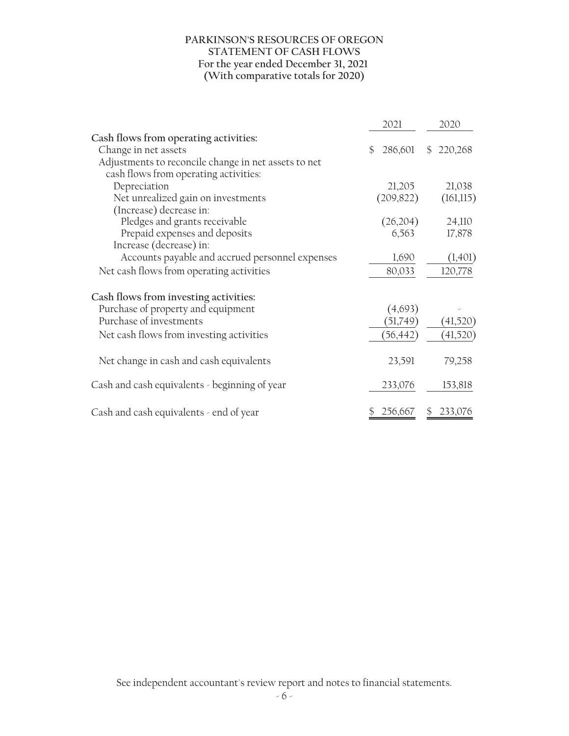# PARKINSON'S RESOURCES OF OREGON
## STATEMENT OF CASH FLOWS
### For the year ended December 31, 2021
### (With comparative totals for 2020)

| | 2021 | 2020 |
|---|---|---|
| **Cash flows from operating activities:** | | |
| Change in net assets | $ 286,601 | $ 220,268 |
| Adjustments to reconcile change in net assets to net cash flows from operating activities: | | |
| Depreciation | 21,205 | 21,038 |
| Net unrealized gain on investments | (209,822) | (161,115) |
| (Increase) decrease in: | | |
| Pledges and grants receivable | (26,204) | 24,110 |
| Prepaid expenses and deposits | 6,563 | 17,878 |
| Increase (decrease) in: | | |
| Accounts payable and accrued personnel expenses | 1,690 | (1,401) |
| Net cash flows from operating activities | 80,033 | 120,778 |
| **Cash flows from investing activities:** | | |
| Purchase of property and equipment | (4,693) | - |
| Purchase of investments | (51,749) | (41,520) |
| Net cash flows from investing activities | (56,442) | (41,520) |
| Net change in cash and cash equivalents | 23,591 | 79,258 |
| Cash and cash equivalents - beginning of year | 233,076 | 153,818 |
| Cash and cash equivalents - end of year | $ 256,667 | $ 233,076 |

See independent accountant's review report and notes to financial statements.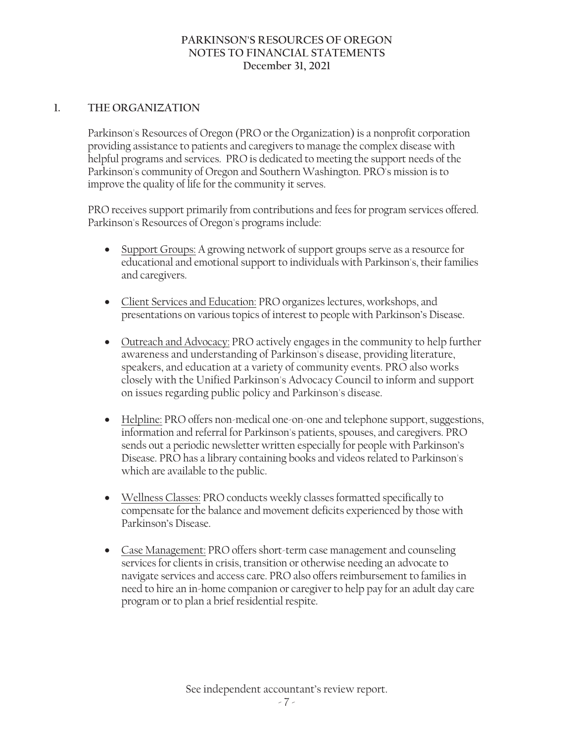# PARKINSON'S RESOURCES OF OREGON
## NOTES TO FINANCIAL STATEMENTS
### December 31, 2021

## 1. THE ORGANIZATION

Parkinson's Resources of Oregon (PRO or the Organization) is a nonprofit corporation providing assistance to patients and caregivers to manage the complex disease with helpful programs and services. PRO is dedicated to meeting the support needs of the Parkinson's community of Oregon and Southern Washington. PRO's mission is to improve the quality of life for the community it serves.

PRO receives support primarily from contributions and fees for program services offered. Parkinson's Resources of Oregon's programs include:

- Support Groups: A growing network of support groups serve as a resource for educational and emotional support to individuals with Parkinson's, their families and caregivers.

- Client Services and Education: PRO organizes lectures, workshops, and presentations on various topics of interest to people with Parkinson's Disease.

- Outreach and Advocacy: PRO actively engages in the community to help further awareness and understanding of Parkinson's disease, providing literature, speakers, and education at a variety of community events. PRO also works closely with the Unified Parkinson's Advocacy Council to inform and support on issues regarding public policy and Parkinson's disease.

- Helpline: PRO offers non-medical one-on-one and telephone support, suggestions, information and referral for Parkinson's patients, spouses, and caregivers. PRO sends out a periodic newsletter written especially for people with Parkinson's Disease. PRO has a library containing books and videos related to Parkinson's which are available to the public.

- Wellness Classes: PRO conducts weekly classes formatted specifically to compensate for the balance and movement deficits experienced by those with Parkinson's Disease.

- Case Management: PRO offers short-term case management and counseling services for clients in crisis, transition or otherwise needing an advocate to navigate services and access care. PRO also offers reimbursement to families in need to hire an in-home companion or caregiver to help pay for an adult day care program or to plan a brief residential respite.

See independent accountant's review report.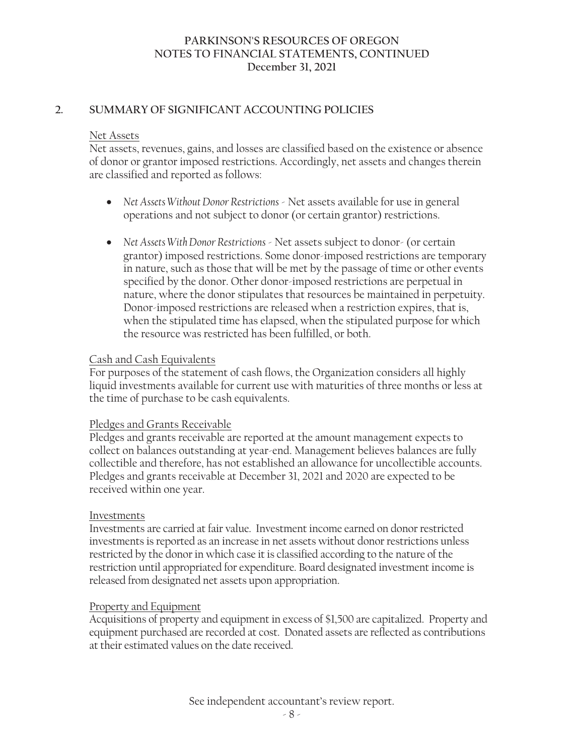## 2. SUMMARY OF SIGNIFICANT ACCOUNTING POLICIES

### Net Assets

Net assets, revenues, gains, and losses are classified based on the existence or absence of donor or grantor imposed restrictions. Accordingly, net assets and changes therein are classified and reported as follows:

- *Net Assets Without Donor Restrictions* - Net assets available for use in general operations and not subject to donor (or certain grantor) restrictions.
- *Net Assets With Donor Restrictions* - Net assets subject to donor- (or certain grantor) imposed restrictions. Some donor-imposed restrictions are temporary in nature, such as those that will be met by the passage of time or other events specified by the donor. Other donor-imposed restrictions are perpetual in nature, where the donor stipulates that resources be maintained in perpetuity. Donor-imposed restrictions are released when a restriction expires, that is, when the stipulated time has elapsed, when the stipulated purpose for which the resource was restricted has been fulfilled, or both.

### Cash and Cash Equivalents

For purposes of the statement of cash flows, the Organization considers all highly liquid investments available for current use with maturities of three months or less at the time of purchase to be cash equivalents.

### Pledges and Grants Receivable

Pledges and grants receivable are reported at the amount management expects to collect on balances outstanding at year-end. Management believes balances are fully collectible and therefore, has not established an allowance for uncollectible accounts. Pledges and grants receivable at December 31, 2021 and 2020 are expected to be received within one year.

### Investments

Investments are carried at fair value. Investment income earned on donor restricted investments is reported as an increase in net assets without donor restrictions unless restricted by the donor in which case it is classified according to the nature of the restriction until appropriated for expenditure. Board designated investment income is released from designated net assets upon appropriation.

### Property and Equipment

Acquisitions of property and equipment in excess of $1,500 are capitalized. Property and equipment purchased are recorded at cost. Donated assets are reflected as contributions at their estimated values on the date received.

See independent accountant's review report.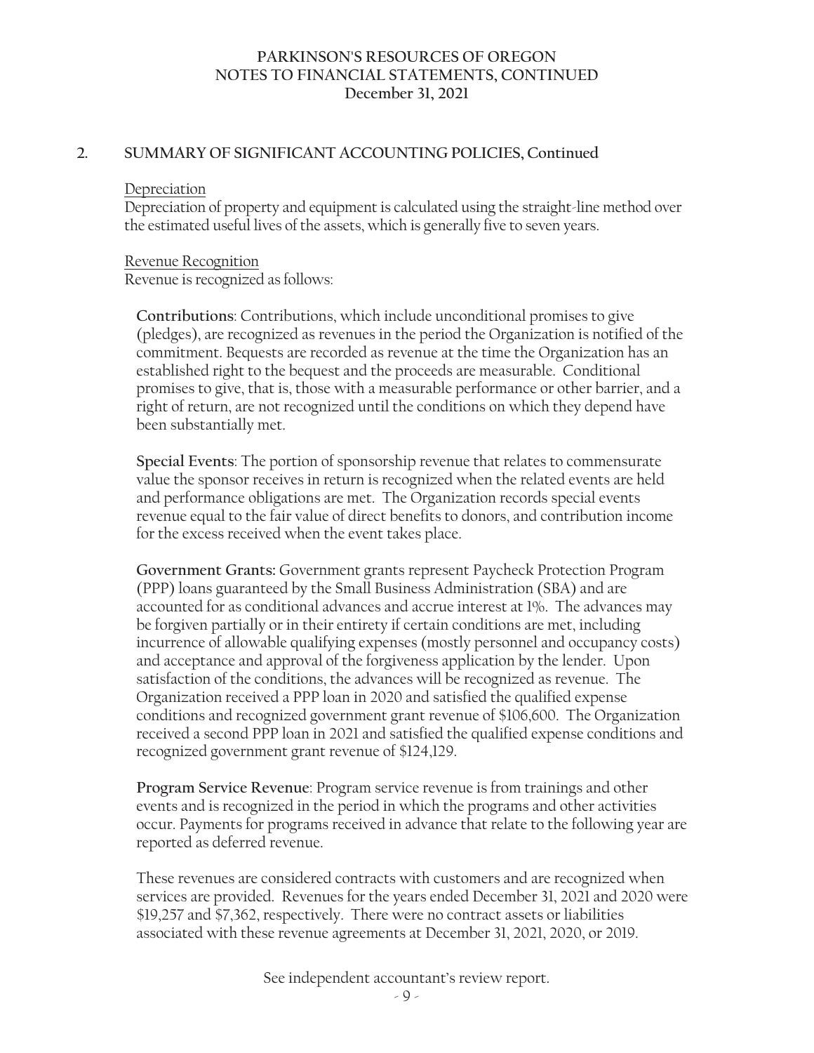## 2. SUMMARY OF SIGNIFICANT ACCOUNTING POLICIES, Continued

Depreciation

Depreciation of property and equipment is calculated using the straight-line method over the estimated useful lives of the assets, which is generally five to seven years.

Revenue Recognition

Revenue is recognized as follows:

**Contributions**: Contributions, which include unconditional promises to give (pledges), are recognized as revenues in the period the Organization is notified of the commitment. Bequests are recorded as revenue at the time the Organization has an established right to the bequest and the proceeds are measurable. Conditional promises to give, that is, those with a measurable performance or other barrier, and a right of return, are not recognized until the conditions on which they depend have been substantially met.

**Special Events**: The portion of sponsorship revenue that relates to commensurate value the sponsor receives in return is recognized when the related events are held and performance obligations are met. The Organization records special events revenue equal to the fair value of direct benefits to donors, and contribution income for the excess received when the event takes place.

**Government Grants:** Government grants represent Paycheck Protection Program (PPP) loans guaranteed by the Small Business Administration (SBA) and are accounted for as conditional advances and accrue interest at 1%. The advances may be forgiven partially or in their entirety if certain conditions are met, including incurrence of allowable qualifying expenses (mostly personnel and occupancy costs) and acceptance and approval of the forgiveness application by the lender. Upon satisfaction of the conditions, the advances will be recognized as revenue. The Organization received a PPP loan in 2020 and satisfied the qualified expense conditions and recognized government grant revenue of $106,600. The Organization received a second PPP loan in 2021 and satisfied the qualified expense conditions and recognized government grant revenue of $124,129.

**Program Service Revenue**: Program service revenue is from trainings and other events and is recognized in the period in which the programs and other activities occur. Payments for programs received in advance that relate to the following year are reported as deferred revenue.

These revenues are considered contracts with customers and are recognized when services are provided. Revenues for the years ended December 31, 2021 and 2020 were $19,257 and $7,362, respectively. There were no contract assets or liabilities associated with these revenue agreements at December 31, 2021, 2020, or 2019.

See independent accountant's review report.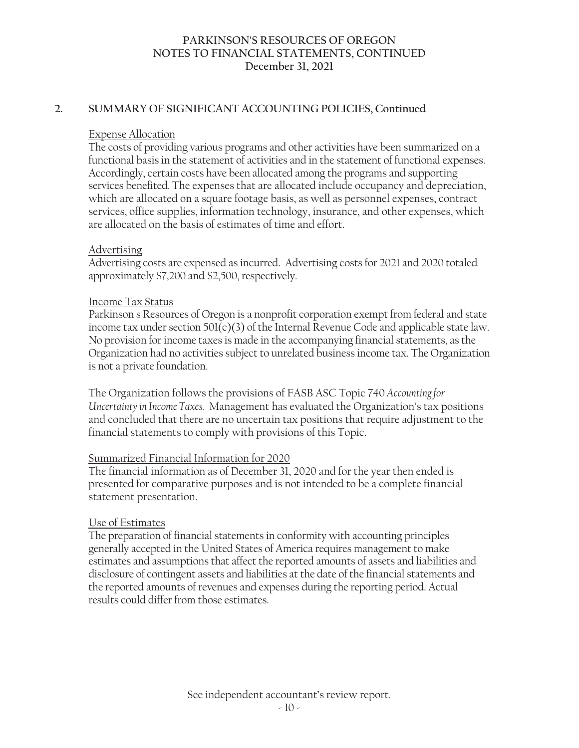## 2. SUMMARY OF SIGNIFICANT ACCOUNTING POLICIES, Continued

### Expense Allocation

The costs of providing various programs and other activities have been summarized on a functional basis in the statement of activities and in the statement of functional expenses. Accordingly, certain costs have been allocated among the programs and supporting services benefited. The expenses that are allocated include occupancy and depreciation, which are allocated on a square footage basis, as well as personnel expenses, contract services, office supplies, information technology, insurance, and other expenses, which are allocated on the basis of estimates of time and effort.

### Advertising

Advertising costs are expensed as incurred. Advertising costs for 2021 and 2020 totaled approximately $7,200 and $2,500, respectively.

### Income Tax Status

Parkinson's Resources of Oregon is a nonprofit corporation exempt from federal and state income tax under section 501(c)(3) of the Internal Revenue Code and applicable state law. No provision for income taxes is made in the accompanying financial statements, as the Organization had no activities subject to unrelated business income tax. The Organization is not a private foundation.

The Organization follows the provisions of FASB ASC Topic 740 *Accounting for Uncertainty in Income Taxes.* Management has evaluated the Organization's tax positions and concluded that there are no uncertain tax positions that require adjustment to the financial statements to comply with provisions of this Topic.

### Summarized Financial Information for 2020

The financial information as of December 31, 2020 and for the year then ended is presented for comparative purposes and is not intended to be a complete financial statement presentation.

### Use of Estimates

The preparation of financial statements in conformity with accounting principles generally accepted in the United States of America requires management to make estimates and assumptions that affect the reported amounts of assets and liabilities and disclosure of contingent assets and liabilities at the date of the financial statements and the reported amounts of revenues and expenses during the reporting period. Actual results could differ from those estimates.

See independent accountant's review report.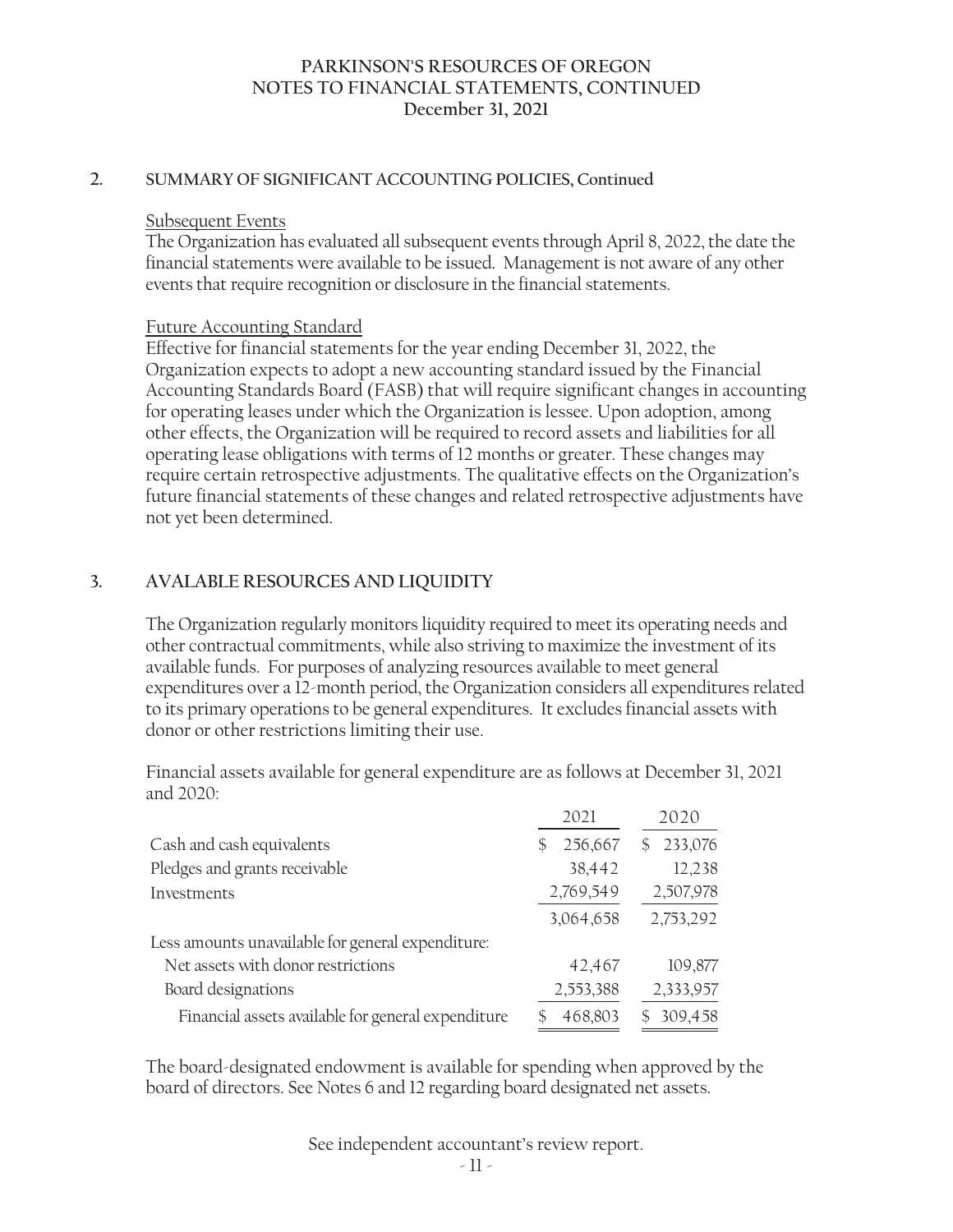## 2. SUMMARY OF SIGNIFICANT ACCOUNTING POLICIES, Continued

Subsequent Events

The Organization has evaluated all subsequent events through April 8, 2022, the date the financial statements were available to be issued. Management is not aware of any other events that require recognition or disclosure in the financial statements.

Future Accounting Standard

Effective for financial statements for the year ending December 31, 2022, the Organization expects to adopt a new accounting standard issued by the Financial Accounting Standards Board (FASB) that will require significant changes in accounting for operating leases under which the Organization is lessee. Upon adoption, among other effects, the Organization will be required to record assets and liabilities for all operating lease obligations with terms of 12 months or greater. These changes may require certain retrospective adjustments. The qualitative effects on the Organization's future financial statements of these changes and related retrospective adjustments have not yet been determined.

## 3. AVALABLE RESOURCES AND LIQUIDITY

The Organization regularly monitors liquidity required to meet its operating needs and other contractual commitments, while also striving to maximize the investment of its available funds. For purposes of analyzing resources available to meet general expenditures over a 12-month period, the Organization considers all expenditures related to its primary operations to be general expenditures. It excludes financial assets with donor or other restrictions limiting their use.

Financial assets available for general expenditure are as follows at December 31, 2021 and 2020:

| | 2021 | 2020 |
|---|---|---|
| Cash and cash equivalents | $ 256,667 | $ 233,076 |
| Pledges and grants receivable | 38,442 | 12,238 |
| Investments | 2,769,549 | 2,507,978 |
| | 3,064,658 | 2,753,292 |
| Less amounts unavailable for general expenditure: | | |
| Net assets with donor restrictions | 42,467 | 109,877 |
| Board designations | 2,553,388 | 2,333,957 |
| Financial assets available for general expenditure | $ 468,803 | $ 309,458 |

The board-designated endowment is available for spending when approved by the board of directors. See Notes 6 and 12 regarding board designated net assets.

See independent accountant's review report.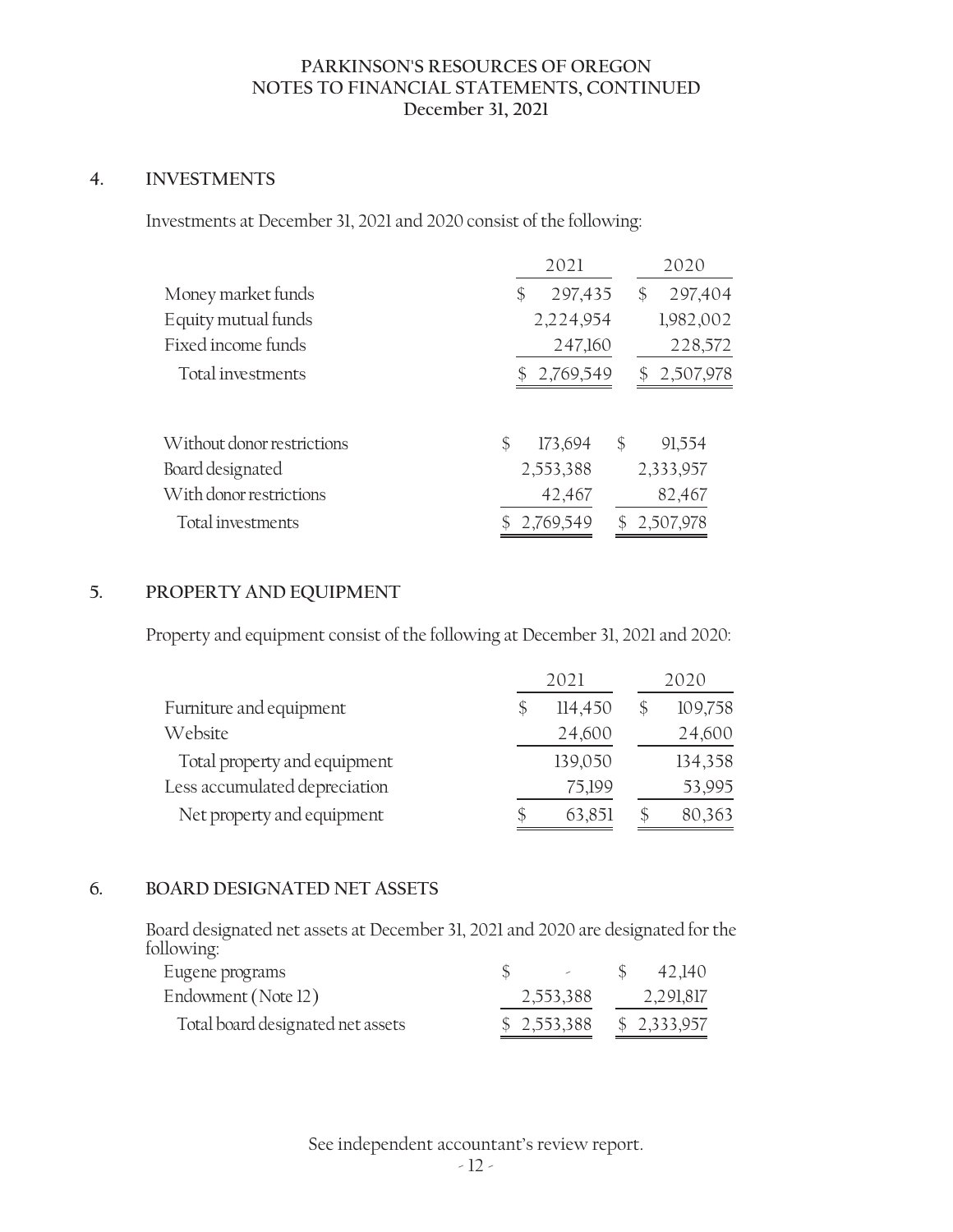**PARKINSON'S RESOURCES OF OREGON**
**NOTES TO FINANCIAL STATEMENTS, CONTINUED**
**December 31, 2021**

## 4. INVESTMENTS

Investments at December 31, 2021 and 2020 consist of the following:

| | 2021 | 2020 |
|---|---|---|
| Money market funds | $ 297,435 | $ 297,404 |
| Equity mutual funds | 2,224,954 | 1,982,002 |
| Fixed income funds | 247,160 | 228,572 |
| Total investments | $ 2,769,549 | $ 2,507,978 |

| | 2021 | 2020 |
|---|---|---|
| Without donor restrictions | $ 173,694 | $ 91,554 |
| Board designated | 2,553,388 | 2,333,957 |
| With donor restrictions | 42,467 | 82,467 |
| Total investments | $ 2,769,549 | $ 2,507,978 |

## 5. PROPERTY AND EQUIPMENT

Property and equipment consist of the following at December 31, 2021 and 2020:

| | 2021 | 2020 |
|---|---|---|
| Furniture and equipment | $ 114,450 | $ 109,758 |
| Website | 24,600 | 24,600 |
| Total property and equipment | 139,050 | 134,358 |
| Less accumulated depreciation | 75,199 | 53,995 |
| Net property and equipment | $ 63,851 | $ 80,363 |

## 6. BOARD DESIGNATED NET ASSETS

Board designated net assets at December 31, 2021 and 2020 are designated for the following:

| | 2021 | 2020 |
|---|---|---|
| Eugene programs | $ - | $ 42,140 |
| Endowment (Note 12) | 2,553,388 | 2,291,817 |
| Total board designated net assets | $ 2,553,388 | $ 2,333,957 |

See independent accountant's review report.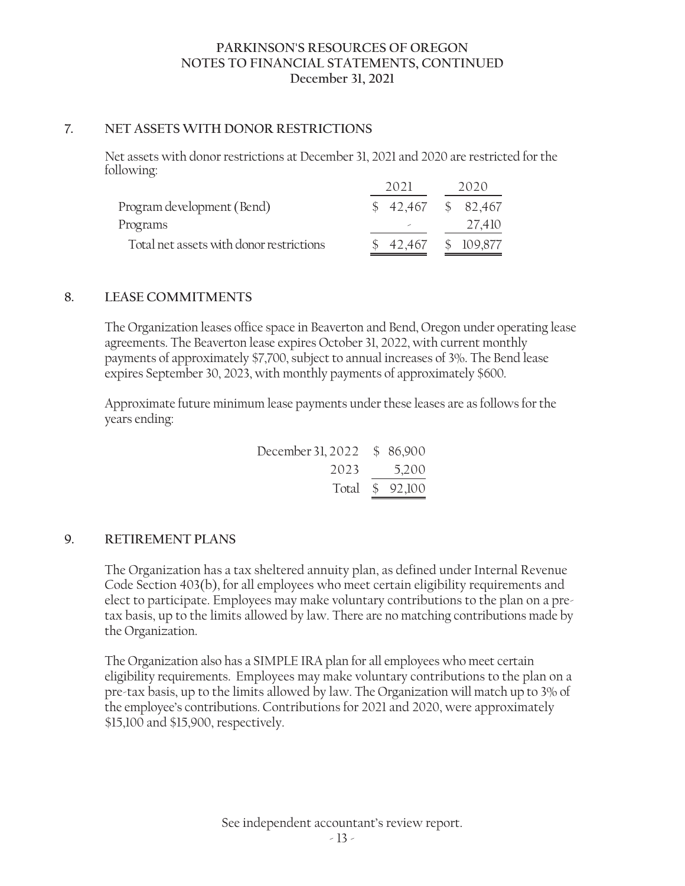## 7. NET ASSETS WITH DONOR RESTRICTIONS

Net assets with donor restrictions at December 31, 2021 and 2020 are restricted for the following:

| | 2021 | 2020 |
|---|---|---|
| Program development (Bend) | $ 42,467 | $ 82,467 |
| Programs | - | 27,410 |
| Total net assets with donor restrictions | $ 42,467 | $ 109,877 |

## 8. LEASE COMMITMENTS

The Organization leases office space in Beaverton and Bend, Oregon under operating lease agreements. The Beaverton lease expires October 31, 2022, with current monthly payments of approximately $7,700, subject to annual increases of 3%. The Bend lease expires September 30, 2023, with monthly payments of approximately $600.

Approximate future minimum lease payments under these leases are as follows for the years ending:

| | |
|---|---|
| December 31, 2022 | $ 86,900 |
| 2023 | 5,200 |
| Total | $ 92,100 |

## 9. RETIREMENT PLANS

The Organization has a tax sheltered annuity plan, as defined under Internal Revenue Code Section 403(b), for all employees who meet certain eligibility requirements and elect to participate. Employees may make voluntary contributions to the plan on a pre-tax basis, up to the limits allowed by law. There are no matching contributions made by the Organization.

The Organization also has a SIMPLE IRA plan for all employees who meet certain eligibility requirements. Employees may make voluntary contributions to the plan on a pre-tax basis, up to the limits allowed by law. The Organization will match up to 3% of the employee's contributions. Contributions for 2021 and 2020, were approximately $15,100 and $15,900, respectively.

See independent accountant's review report.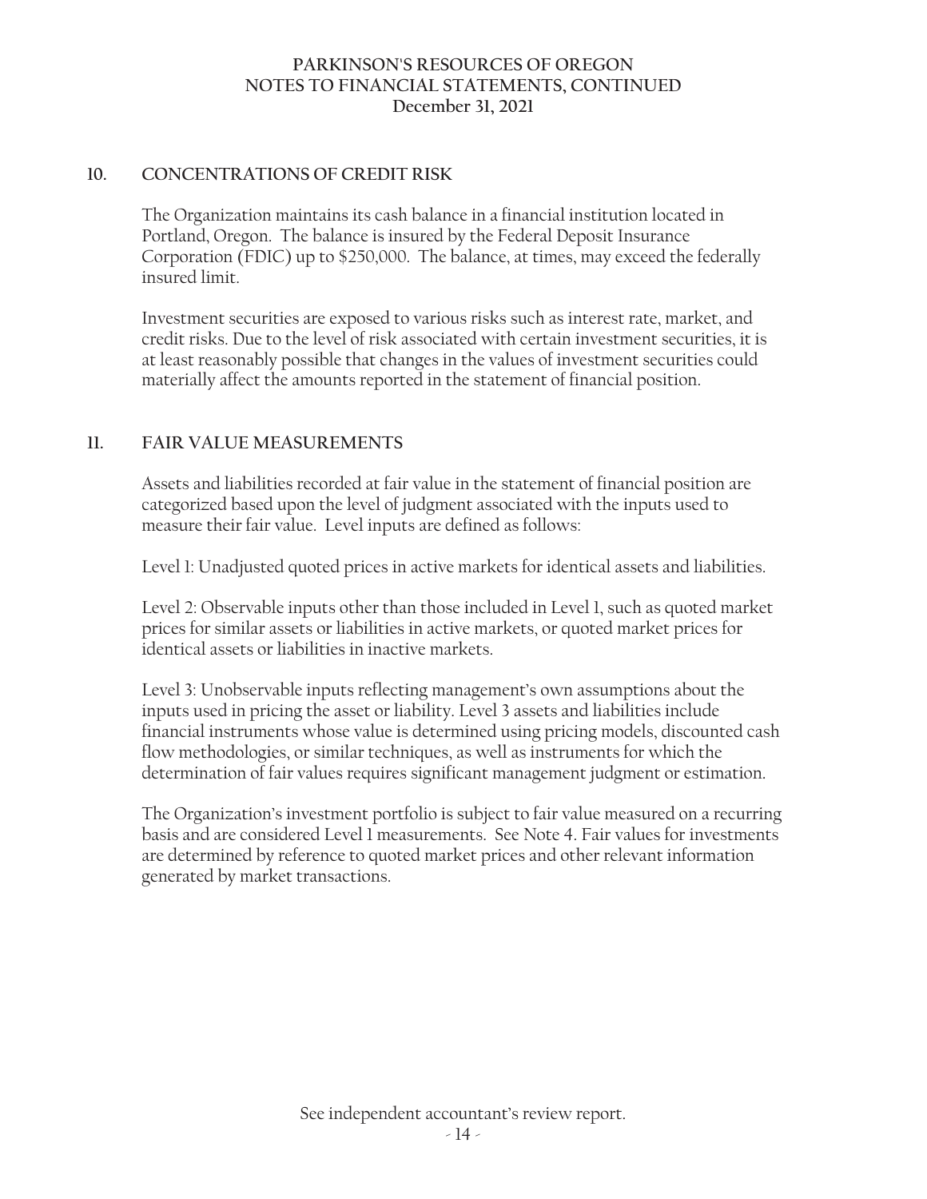## 10. CONCENTRATIONS OF CREDIT RISK

The Organization maintains its cash balance in a financial institution located in Portland, Oregon. The balance is insured by the Federal Deposit Insurance Corporation (FDIC) up to $250,000. The balance, at times, may exceed the federally insured limit.

Investment securities are exposed to various risks such as interest rate, market, and credit risks. Due to the level of risk associated with certain investment securities, it is at least reasonably possible that changes in the values of investment securities could materially affect the amounts reported in the statement of financial position.

## 11. FAIR VALUE MEASUREMENTS

Assets and liabilities recorded at fair value in the statement of financial position are categorized based upon the level of judgment associated with the inputs used to measure their fair value. Level inputs are defined as follows:

Level 1: Unadjusted quoted prices in active markets for identical assets and liabilities.

Level 2: Observable inputs other than those included in Level 1, such as quoted market prices for similar assets or liabilities in active markets, or quoted market prices for identical assets or liabilities in inactive markets.

Level 3: Unobservable inputs reflecting management's own assumptions about the inputs used in pricing the asset or liability. Level 3 assets and liabilities include financial instruments whose value is determined using pricing models, discounted cash flow methodologies, or similar techniques, as well as instruments for which the determination of fair values requires significant management judgment or estimation.

The Organization's investment portfolio is subject to fair value measured on a recurring basis and are considered Level 1 measurements. See Note 4. Fair values for investments are determined by reference to quoted market prices and other relevant information generated by market transactions.

See independent accountant's review report.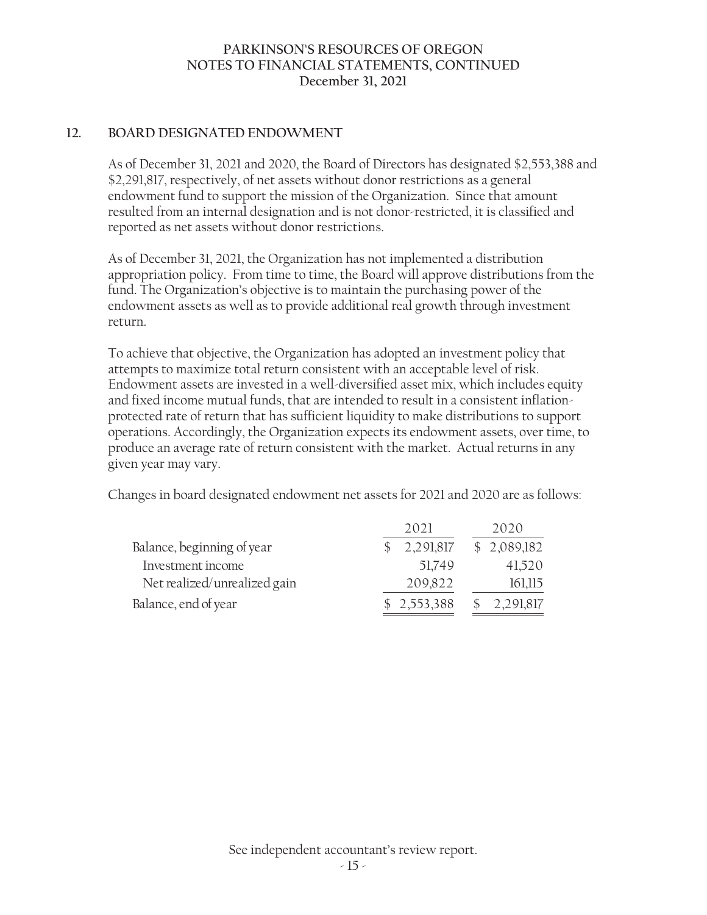## 12. BOARD DESIGNATED ENDOWMENT

As of December 31, 2021 and 2020, the Board of Directors has designated $2,553,388 and $2,291,817, respectively, of net assets without donor restrictions as a general endowment fund to support the mission of the Organization. Since that amount resulted from an internal designation and is not donor-restricted, it is classified and reported as net assets without donor restrictions.

As of December 31, 2021, the Organization has not implemented a distribution appropriation policy. From time to time, the Board will approve distributions from the fund. The Organization's objective is to maintain the purchasing power of the endowment assets as well as to provide additional real growth through investment return.

To achieve that objective, the Organization has adopted an investment policy that attempts to maximize total return consistent with an acceptable level of risk. Endowment assets are invested in a well-diversified asset mix, which includes equity and fixed income mutual funds, that are intended to result in a consistent inflation-protected rate of return that has sufficient liquidity to make distributions to support operations. Accordingly, the Organization expects its endowment assets, over time, to produce an average rate of return consistent with the market. Actual returns in any given year may vary.

Changes in board designated endowment net assets for 2021 and 2020 are as follows:

| | 2021 | 2020 |
|---|---|---|
| Balance, beginning of year | $ 2,291,817 | $ 2,089,182 |
| Investment income | 51,749 | 41,520 |
| Net realized/unrealized gain | 209,822 | 161,115 |
| Balance, end of year | $ 2,553,388 | $ 2,291,817 |

See independent accountant's review report.